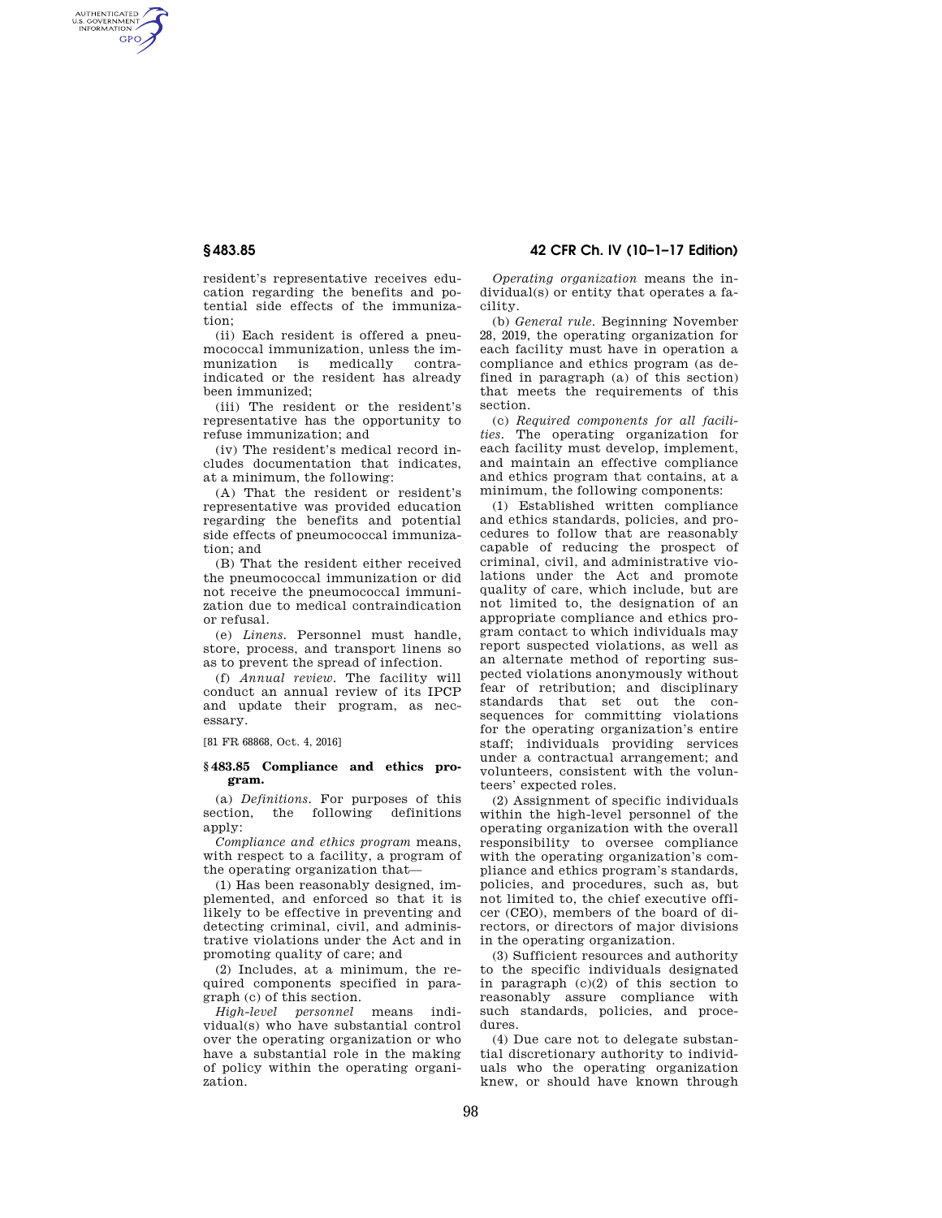resident's representative receives education regarding the benefits and potential side effects of the immunization;

(ii) Each resident is offered a pneumococcal immunization, unless the immunization is medically contraindicated or the resident has already been immunized;

(iii) The resident or the resident's representative has the opportunity to refuse immunization; and

(iv) The resident's medical record includes documentation that indicates, at a minimum, the following:

(A) That the resident or resident's representative was provided education regarding the benefits and potential side effects of pneumococcal immunization; and

(B) That the resident either received the pneumococcal immunization or did not receive the pneumococcal immunization due to medical contraindication or refusal.

(e) *Linens.* Personnel must handle, store, process, and transport linens so as to prevent the spread of infection.

(f) *Annual review.* The facility will conduct an annual review of its IPCP and update their program, as necessary.

[81 FR 68868, Oct. 4, 2016]

## § 483.85 Compliance and ethics program.

(a) *Definitions.* For purposes of this section, the following definitions apply:

*Compliance and ethics program* means, with respect to a facility, a program of the operating organization that—

(1) Has been reasonably designed, implemented, and enforced so that it is likely to be effective in preventing and detecting criminal, civil, and administrative violations under the Act and in promoting quality of care; and

(2) Includes, at a minimum, the required components specified in paragraph (c) of this section.

*High-level personnel* means individual(s) who have substantial control over the operating organization or who have a substantial role in the making of policy within the operating organization.

*Operating organization* means the individual(s) or entity that operates a facility.

(b) *General rule.* Beginning November 28, 2019, the operating organization for each facility must have in operation a compliance and ethics program (as defined in paragraph (a) of this section) that meets the requirements of this section.

(c) *Required components for all facilities.* The operating organization for each facility must develop, implement, and maintain an effective compliance and ethics program that contains, at a minimum, the following components:

(1) Established written compliance and ethics standards, policies, and procedures to follow that are reasonably capable of reducing the prospect of criminal, civil, and administrative violations under the Act and promote quality of care, which include, but are not limited to, the designation of an appropriate compliance and ethics program contact to which individuals may report suspected violations, as well as an alternate method of reporting suspected violations anonymously without fear of retribution; and disciplinary standards that set out the consequences for committing violations for the operating organization's entire staff; individuals providing services under a contractual arrangement; and volunteers, consistent with the volunteers' expected roles.

(2) Assignment of specific individuals within the high-level personnel of the operating organization with the overall responsibility to oversee compliance with the operating organization's compliance and ethics program's standards, policies, and procedures, such as, but not limited to, the chief executive officer (CEO), members of the board of directors, or directors of major divisions in the operating organization.

(3) Sufficient resources and authority to the specific individuals designated in paragraph (c)(2) of this section to reasonably assure compliance with such standards, policies, and procedures.

(4) Due care not to delegate substantial discretionary authority to individuals who the operating organization knew, or should have known through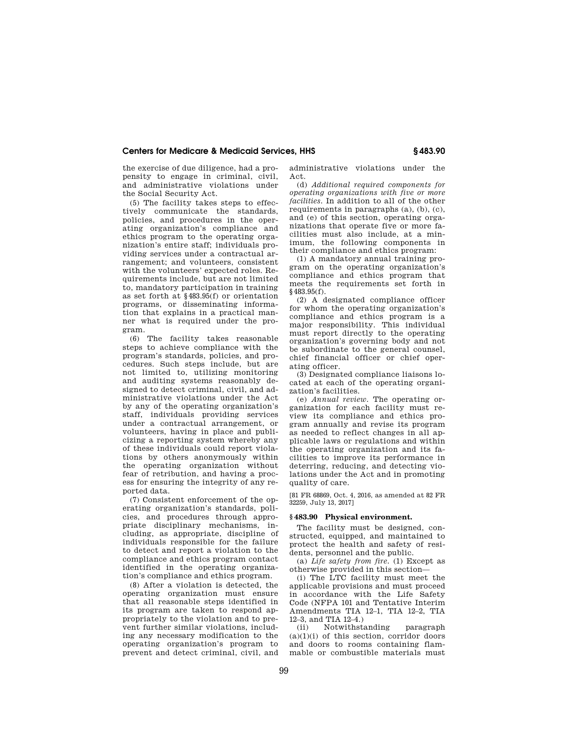the exercise of due diligence, had a propensity to engage in criminal, civil, and administrative violations under the Social Security Act.

(5) The facility takes steps to effectively communicate the standards, policies, and procedures in the operating organization's compliance and ethics program to the operating organization's entire staff; individuals providing services under a contractual arrangement; and volunteers, consistent with the volunteers' expected roles. Requirements include, but are not limited to, mandatory participation in training as set forth at §483.95(f) or orientation programs, or disseminating information that explains in a practical manner what is required under the program.

(6) The facility takes reasonable steps to achieve compliance with the program's standards, policies, and procedures. Such steps include, but are not limited to, utilizing monitoring and auditing systems reasonably designed to detect criminal, civil, and administrative violations under the Act by any of the operating organization's staff, individuals providing services under a contractual arrangement, or volunteers, having in place and publicizing a reporting system whereby any of these individuals could report violations by others anonymously within the operating organization without fear of retribution, and having a process for ensuring the integrity of any reported data.

(7) Consistent enforcement of the operating organization's standards, policies, and procedures through appropriate disciplinary mechanisms, including, as appropriate, discipline of individuals responsible for the failure to detect and report a violation to the compliance and ethics program contact identified in the operating organization's compliance and ethics program.

(8) After a violation is detected, the operating organization must ensure that all reasonable steps identified in its program are taken to respond appropriately to the violation and to prevent further similar violations, including any necessary modification to the operating organization's program to prevent and detect criminal, civil, and administrative violations under the Act.

(d) *Additional required components for operating organizations with five or more facilities.* In addition to all of the other requirements in paragraphs (a), (b), (c), and (e) of this section, operating organizations that operate five or more facilities must also include, at a minimum, the following components in their compliance and ethics program:

(1) A mandatory annual training program on the operating organization's compliance and ethics program that meets the requirements set forth in §483.95(f).

(2) A designated compliance officer for whom the operating organization's compliance and ethics program is a major responsibility. This individual must report directly to the operating organization's governing body and not be subordinate to the general counsel, chief financial officer or chief operating officer.

(3) Designated compliance liaisons located at each of the operating organization's facilities.

(e) *Annual review.* The operating organization for each facility must review its compliance and ethics program annually and revise its program as needed to reflect changes in all applicable laws or regulations and within the operating organization and its facilities to improve its performance in deterring, reducing, and detecting violations under the Act and in promoting quality of care.

[81 FR 68869, Oct. 4, 2016, as amended at 82 FR 32259, July 13, 2017]

### §483.90 Physical environment.

The facility must be designed, constructed, equipped, and maintained to protect the health and safety of residents, personnel and the public.

(a) *Life safety from fire.* (1) Except as otherwise provided in this section—

(i) The LTC facility must meet the applicable provisions and must proceed in accordance with the Life Safety Code (NFPA 101 and Tentative Interim Amendments TIA 12–1, TIA 12–2, TIA 12–3, and TIA 12–4.)

(ii) Notwithstanding paragraph (a)(1)(i) of this section, corridor doors and doors to rooms containing flammable or combustible materials must